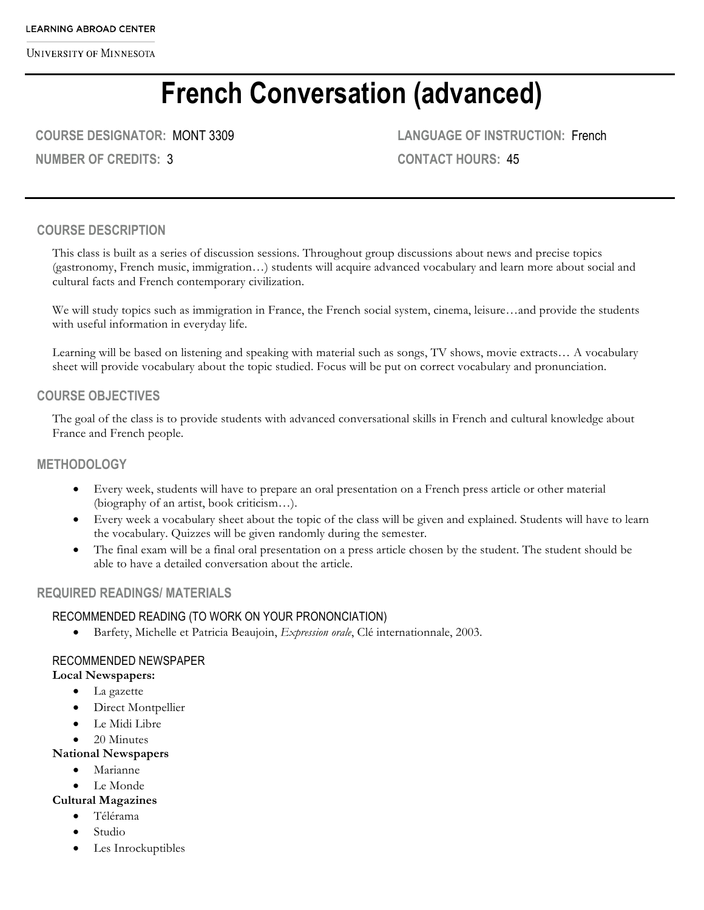LEARNING ABROAD CENTER

UNIVERSITY OF MINNESOTA

# French Conversation (advanced)

**COURSE DESIGNATOR:** MONT 3309

**LANGUAGE OF INSTRUCTION:** French

**NUMBER OF CREDITS:** 3

**CONTACT HOURS:** 45

## COURSE DESCRIPTION

This class is built as a series of discussion sessions. Throughout group discussions about news and precise topics (gastronomy, French music, immigration…) students will acquire advanced vocabulary and learn more about social and cultural facts and French contemporary civilization.

We will study topics such as immigration in France, the French social system, cinema, leisure…and provide the students with useful information in everyday life.

Learning will be based on listening and speaking with material such as songs, TV shows, movie extracts… A vocabulary sheet will provide vocabulary about the topic studied. Focus will be put on correct vocabulary and pronunciation.

## COURSE OBJECTIVES

The goal of the class is to provide students with advanced conversational skills in French and cultural knowledge about France and French people.

## METHODOLOGY

- Every week, students will have to prepare an oral presentation on a French press article or other material (biography of an artist, book criticism…).
- Every week a vocabulary sheet about the topic of the class will be given and explained. Students will have to learn the vocabulary. Quizzes will be given randomly during the semester.
- The final exam will be a final oral presentation on a press article chosen by the student. The student should be able to have a detailed conversation about the article.

## REQUIRED READINGS/ MATERIALS

### RECOMMENDED READING (TO WORK ON YOUR PRONONCIATION)

- Barfety, Michelle et Patricia Beaujoin, *Expression orale*, Clé internationnale, 2003.

### RECOMMENDED NEWSPAPER

**Local Newspapers:**

- La gazette
- Direct Montpellier
- Le Midi Libre
- 20 Minutes

**National Newspapers**

- Marianne
- Le Monde

**Cultural Magazines**

- Télérama
- Studio
- Les Inrockuptibles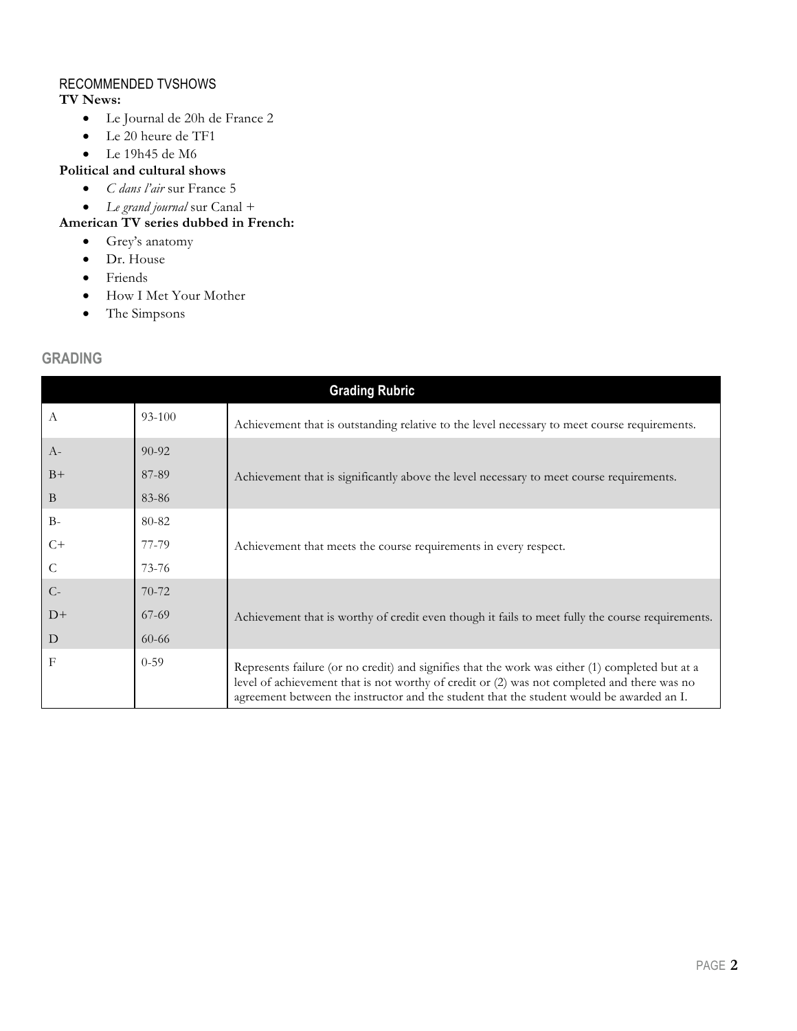## RECOMMENDED TVSHOWS

**TV News:**

- Le Journal de 20h de France 2
- Le 20 heure de TF1
- Le 19h45 de M6

**Political and cultural shows**

- *C dans l'air* sur France 5
- *Le grand journal* sur Canal +

**American TV series dubbed in French:**

- Grey's anatomy
- Dr. House
- Friends
- How I Met Your Mother
- The Simpsons

## GRADING

| Grading Rubric | | |
|---|---|---|
| A | 93-100 | Achievement that is outstanding relative to the level necessary to meet course requirements. |
| A- | 90-92 | Achievement that is significantly above the level necessary to meet course requirements. |
| B+ | 87-89 | |
| B | 83-86 | |
| B- | 80-82 | Achievement that meets the course requirements in every respect. |
| C+ | 77-79 | |
| C | 73-76 | |
| C- | 70-72 | Achievement that is worthy of credit even though it fails to meet fully the course requirements. |
| D+ | 67-69 | |
| D | 60-66 | |
| F | 0-59 | Represents failure (or no credit) and signifies that the work was either (1) completed but at a level of achievement that is not worthy of credit or (2) was not completed and there was no agreement between the instructor and the student that the student would be awarded an I. |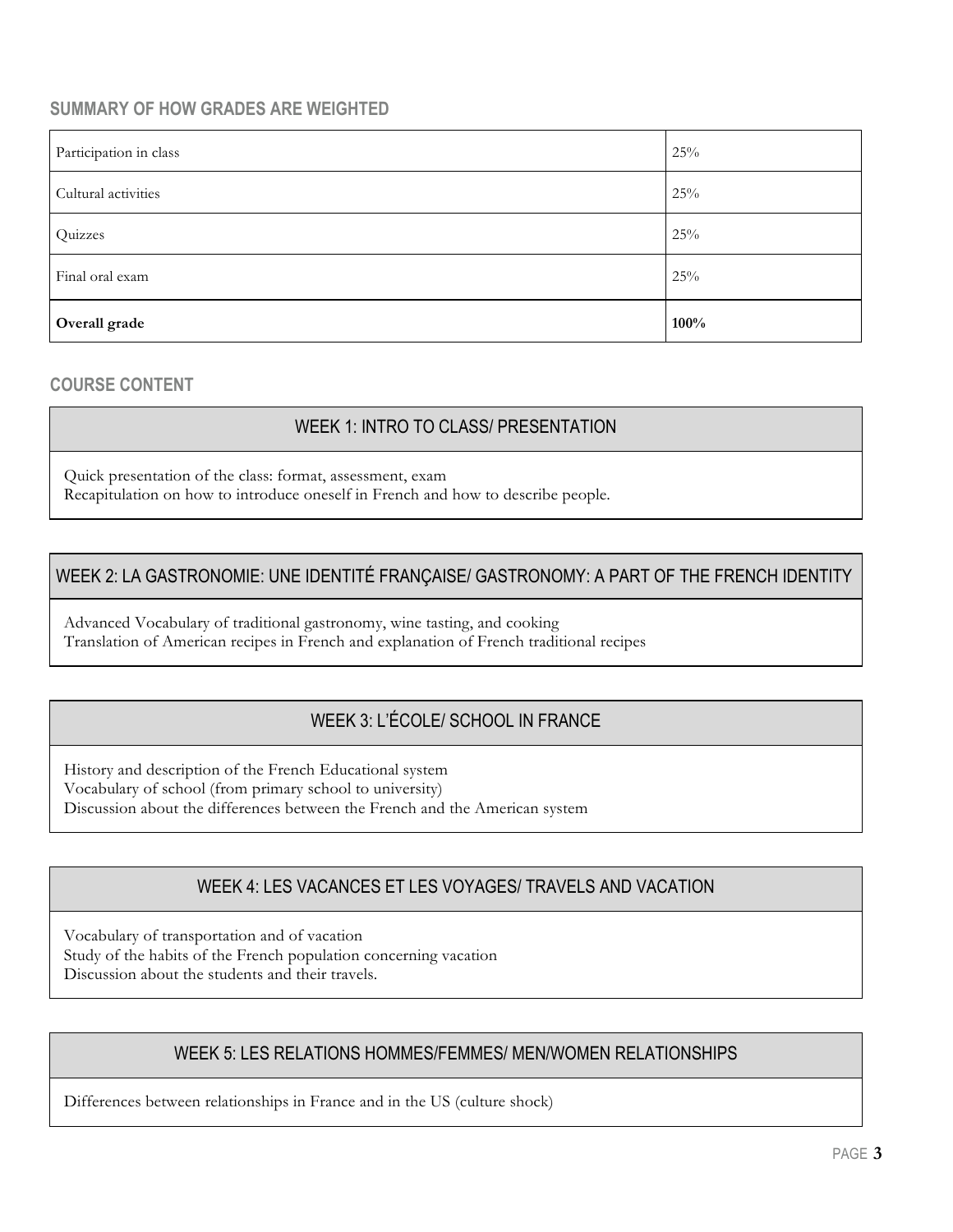## SUMMARY OF HOW GRADES ARE WEIGHTED

| | |
|---|---|
| Participation in class | 25% |
| Cultural activities | 25% |
| Quizzes | 25% |
| Final oral exam | 25% |
| **Overall grade** | **100%** |

## COURSE CONTENT

### WEEK 1: INTRO TO CLASS/ PRESENTATION

Quick presentation of the class: format, assessment, exam
Recapitulation on how to introduce oneself in French and how to describe people.

### WEEK 2: LA GASTRONOMIE: UNE IDENTITÉ FRANÇAISE/ GASTRONOMY: A PART OF THE FRENCH IDENTITY

Advanced Vocabulary of traditional gastronomy, wine tasting, and cooking
Translation of American recipes in French and explanation of French traditional recipes

### WEEK 3: L'ÉCOLE/ SCHOOL IN FRANCE

History and description of the French Educational system
Vocabulary of school (from primary school to university)
Discussion about the differences between the French and the American system

### WEEK 4: LES VACANCES ET LES VOYAGES/ TRAVELS AND VACATION

Vocabulary of transportation and of vacation
Study of the habits of the French population concerning vacation
Discussion about the students and their travels.

### WEEK 5: LES RELATIONS HOMMES/FEMMES/ MEN/WOMEN RELATIONSHIPS

Differences between relationships in France and in the US (culture shock)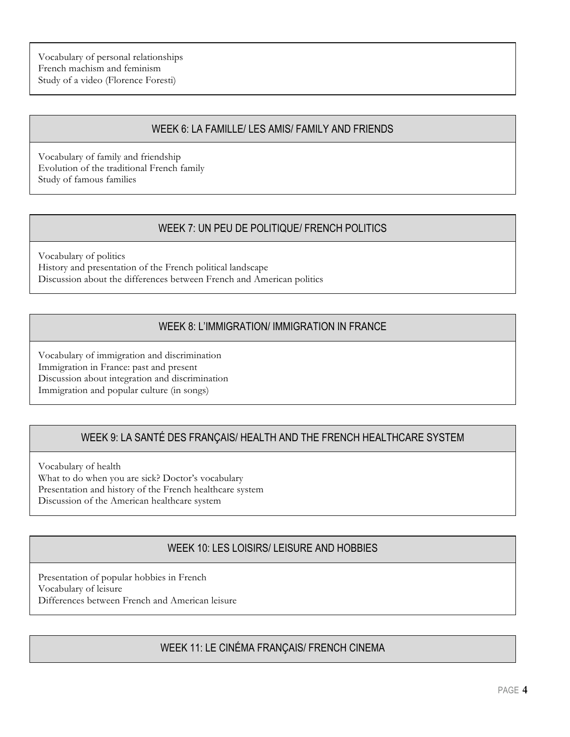Vocabulary of personal relationships
French machism and feminism
Study of a video (Florence Foresti)

## WEEK 6: LA FAMILLE/ LES AMIS/ FAMILY AND FRIENDS

Vocabulary of family and friendship
Evolution of the traditional French family
Study of famous families

## WEEK 7: UN PEU DE POLITIQUE/ FRENCH POLITICS

Vocabulary of politics
History and presentation of the French political landscape
Discussion about the differences between French and American politics

## WEEK 8: L'IMMIGRATION/ IMMIGRATION IN FRANCE

Vocabulary of immigration and discrimination
Immigration in France: past and present
Discussion about integration and discrimination
Immigration and popular culture (in songs)

## WEEK 9: LA SANTÉ DES FRANÇAIS/ HEALTH AND THE FRENCH HEALTHCARE SYSTEM

Vocabulary of health
What to do when you are sick? Doctor's vocabulary
Presentation and history of the French healthcare system
Discussion of the American healthcare system

## WEEK 10: LES LOISIRS/ LEISURE AND HOBBIES

Presentation of popular hobbies in French
Vocabulary of leisure
Differences between French and American leisure

## WEEK 11: LE CINÉMA FRANÇAIS/ FRENCH CINEMA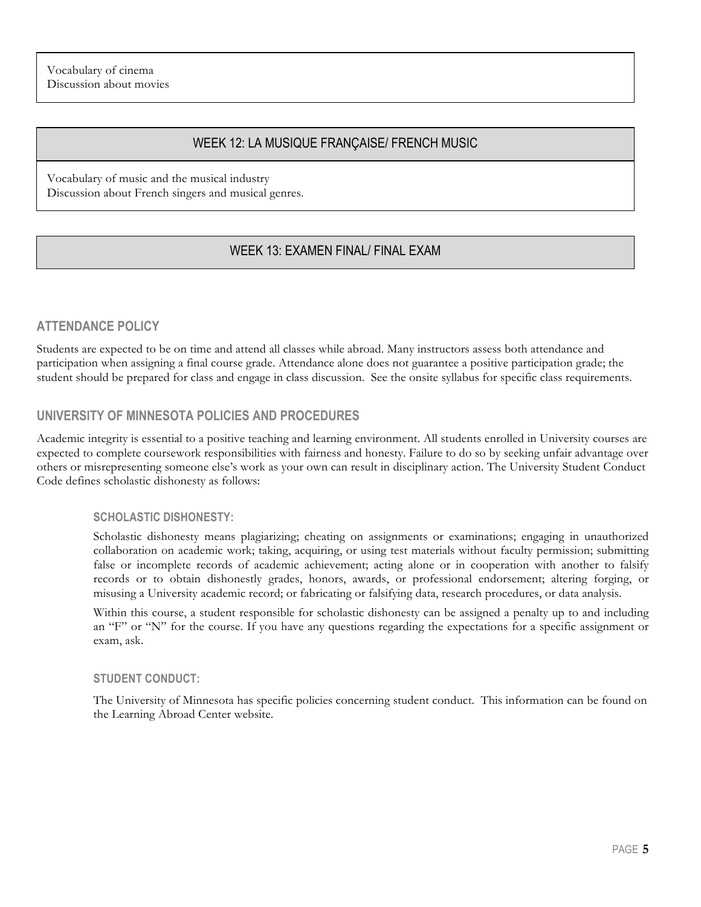Vocabulary of cinema
Discussion about movies

## WEEK 12: LA MUSIQUE FRANÇAISE/ FRENCH MUSIC

Vocabulary of music and the musical industry
Discussion about French singers and musical genres.

## WEEK 13: EXAMEN FINAL/ FINAL EXAM

## ATTENDANCE POLICY

Students are expected to be on time and attend all classes while abroad. Many instructors assess both attendance and participation when assigning a final course grade. Attendance alone does not guarantee a positive participation grade; the student should be prepared for class and engage in class discussion. See the onsite syllabus for specific class requirements.

## UNIVERSITY OF MINNESOTA POLICIES AND PROCEDURES

Academic integrity is essential to a positive teaching and learning environment. All students enrolled in University courses are expected to complete coursework responsibilities with fairness and honesty. Failure to do so by seeking unfair advantage over others or misrepresenting someone else's work as your own can result in disciplinary action. The University Student Conduct Code defines scholastic dishonesty as follows:

### SCHOLASTIC DISHONESTY:

Scholastic dishonesty means plagiarizing; cheating on assignments or examinations; engaging in unauthorized collaboration on academic work; taking, acquiring, or using test materials without faculty permission; submitting false or incomplete records of academic achievement; acting alone or in cooperation with another to falsify records or to obtain dishonestly grades, honors, awards, or professional endorsement; altering forging, or misusing a University academic record; or fabricating or falsifying data, research procedures, or data analysis.

Within this course, a student responsible for scholastic dishonesty can be assigned a penalty up to and including an "F" or "N" for the course. If you have any questions regarding the expectations for a specific assignment or exam, ask.

### STUDENT CONDUCT:

The University of Minnesota has specific policies concerning student conduct. This information can be found on the Learning Abroad Center website.